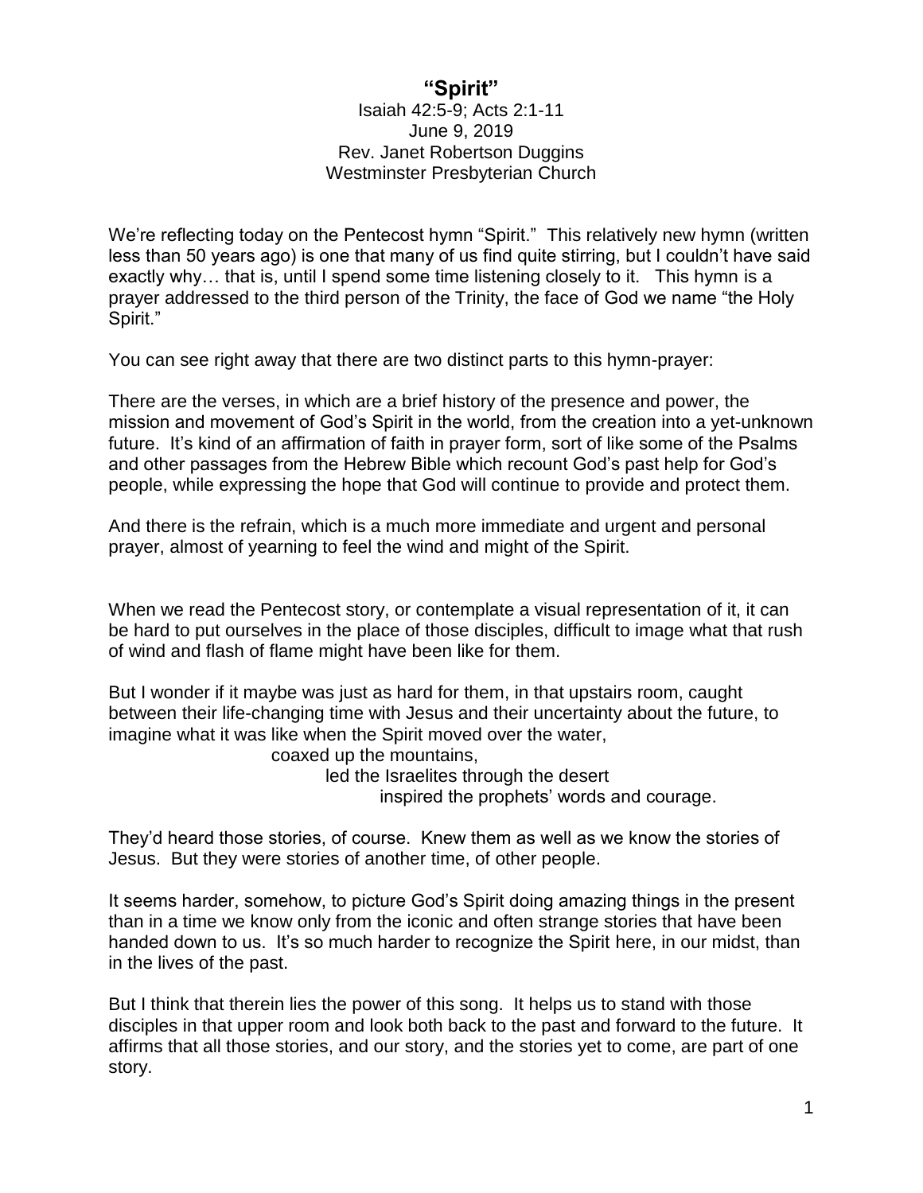# "Spirit"

Isaiah 42:5-9; Acts 2:1-11
June 9, 2019
Rev. Janet Robertson Duggins
Westminster Presbyterian Church

We're reflecting today on the Pentecost hymn "Spirit." This relatively new hymn (written less than 50 years ago) is one that many of us find quite stirring, but I couldn't have said exactly why… that is, until I spend some time listening closely to it. This hymn is a prayer addressed to the third person of the Trinity, the face of God we name "the Holy Spirit."

You can see right away that there are two distinct parts to this hymn-prayer:

There are the verses, in which are a brief history of the presence and power, the mission and movement of God's Spirit in the world, from the creation into a yet-unknown future. It's kind of an affirmation of faith in prayer form, sort of like some of the Psalms and other passages from the Hebrew Bible which recount God's past help for God's people, while expressing the hope that God will continue to provide and protect them.

And there is the refrain, which is a much more immediate and urgent and personal prayer, almost of yearning to feel the wind and might of the Spirit.

When we read the Pentecost story, or contemplate a visual representation of it, it can be hard to put ourselves in the place of those disciples, difficult to image what that rush of wind and flash of flame might have been like for them.

But I wonder if it maybe was just as hard for them, in that upstairs room, caught between their life-changing time with Jesus and their uncertainty about the future, to imagine what it was like when the Spirit moved over the water,
coaxed up the mountains,
led the Israelites through the desert
inspired the prophets' words and courage.

They'd heard those stories, of course. Knew them as well as we know the stories of Jesus. But they were stories of another time, of other people.

It seems harder, somehow, to picture God's Spirit doing amazing things in the present than in a time we know only from the iconic and often strange stories that have been handed down to us. It's so much harder to recognize the Spirit here, in our midst, than in the lives of the past.

But I think that therein lies the power of this song. It helps us to stand with those disciples in that upper room and look both back to the past and forward to the future. It affirms that all those stories, and our story, and the stories yet to come, are part of one story.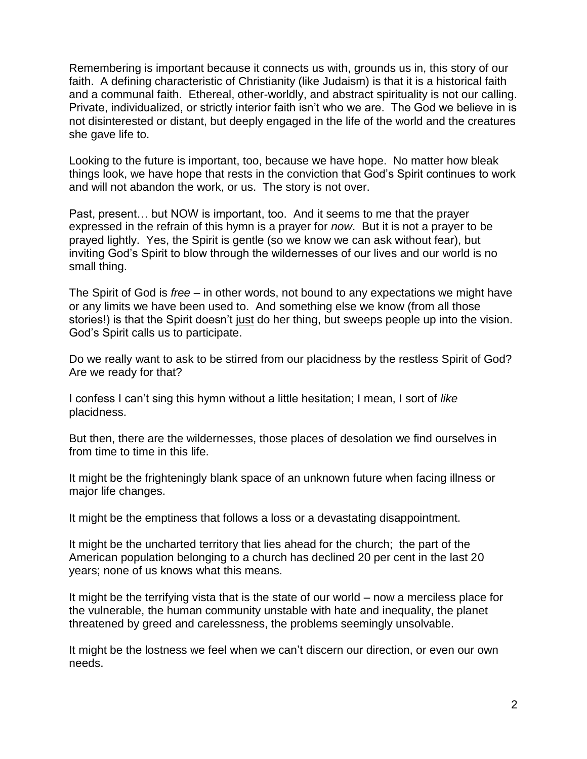Remembering is important because it connects us with, grounds us in, this story of our faith. A defining characteristic of Christianity (like Judaism) is that it is a historical faith and a communal faith. Ethereal, other-worldly, and abstract spirituality is not our calling. Private, individualized, or strictly interior faith isn't who we are. The God we believe in is not disinterested or distant, but deeply engaged in the life of the world and the creatures she gave life to.

Looking to the future is important, too, because we have hope. No matter how bleak things look, we have hope that rests in the conviction that God's Spirit continues to work and will not abandon the work, or us. The story is not over.

Past, present… but NOW is important, too. And it seems to me that the prayer expressed in the refrain of this hymn is a prayer for *now*. But it is not a prayer to be prayed lightly. Yes, the Spirit is gentle (so we know we can ask without fear), but inviting God's Spirit to blow through the wildernesses of our lives and our world is no small thing.

The Spirit of God is *free* – in other words, not bound to any expectations we might have or any limits we have been used to. And something else we know (from all those stories!) is that the Spirit doesn't <u>just</u> do her thing, but sweeps people up into the vision. God's Spirit calls us to participate.

Do we really want to ask to be stirred from our placidness by the restless Spirit of God? Are we ready for that?

I confess I can't sing this hymn without a little hesitation; I mean, I sort of *like* placidness.

But then, there are the wildernesses, those places of desolation we find ourselves in from time to time in this life.

It might be the frighteningly blank space of an unknown future when facing illness or major life changes.

It might be the emptiness that follows a loss or a devastating disappointment.

It might be the uncharted territory that lies ahead for the church; the part of the American population belonging to a church has declined 20 per cent in the last 20 years; none of us knows what this means.

It might be the terrifying vista that is the state of our world – now a merciless place for the vulnerable, the human community unstable with hate and inequality, the planet threatened by greed and carelessness, the problems seemingly unsolvable.

It might be the lostness we feel when we can't discern our direction, or even our own needs.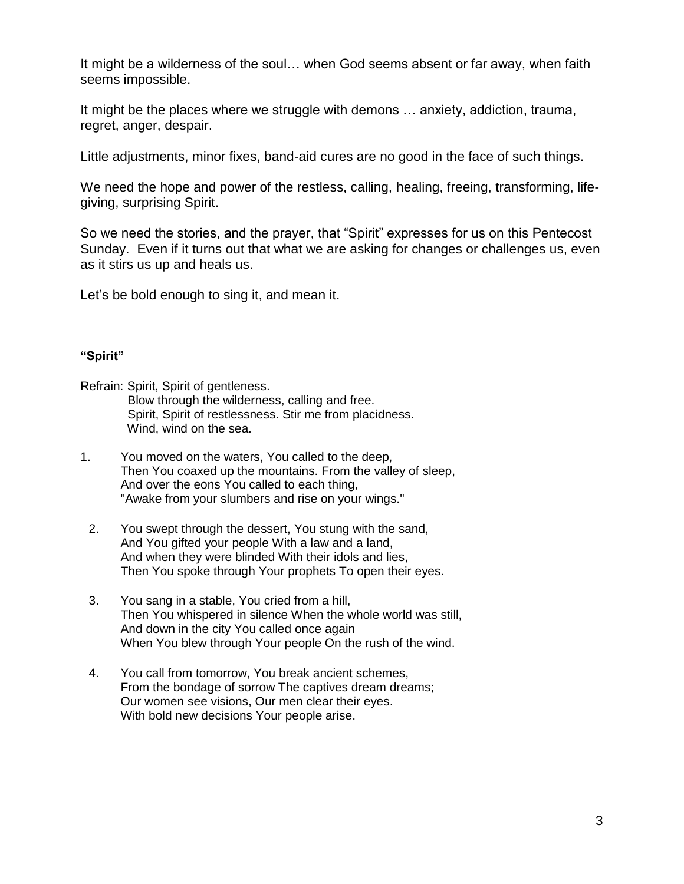It might be a wilderness of the soul… when God seems absent or far away, when faith seems impossible.

It might be the places where we struggle with demons … anxiety, addiction, trauma, regret, anger, despair.

Little adjustments, minor fixes, band-aid cures are no good in the face of such things.

We need the hope and power of the restless, calling, healing, freeing, transforming, life-giving, surprising Spirit.

So we need the stories, and the prayer, that "Spirit" expresses for us on this Pentecost Sunday. Even if it turns out that what we are asking for changes or challenges us, even as it stirs us up and heals us.

Let's be bold enough to sing it, and mean it.

**"Spirit"**

Refrain: Spirit, Spirit of gentleness.
Blow through the wilderness, calling and free.
Spirit, Spirit of restlessness. Stir me from placidness.
Wind, wind on the sea.

1. You moved on the waters, You called to the deep,
   Then You coaxed up the mountains. From the valley of sleep,
   And over the eons You called to each thing,
   "Awake from your slumbers and rise on your wings."

2. You swept through the dessert, You stung with the sand,
   And You gifted your people With a law and a land,
   And when they were blinded With their idols and lies,
   Then You spoke through Your prophets To open their eyes.

3. You sang in a stable, You cried from a hill,
   Then You whispered in silence When the whole world was still,
   And down in the city You called once again
   When You blew through Your people On the rush of the wind.

4. You call from tomorrow, You break ancient schemes,
   From the bondage of sorrow The captives dream dreams;
   Our women see visions, Our men clear their eyes.
   With bold new decisions Your people arise.